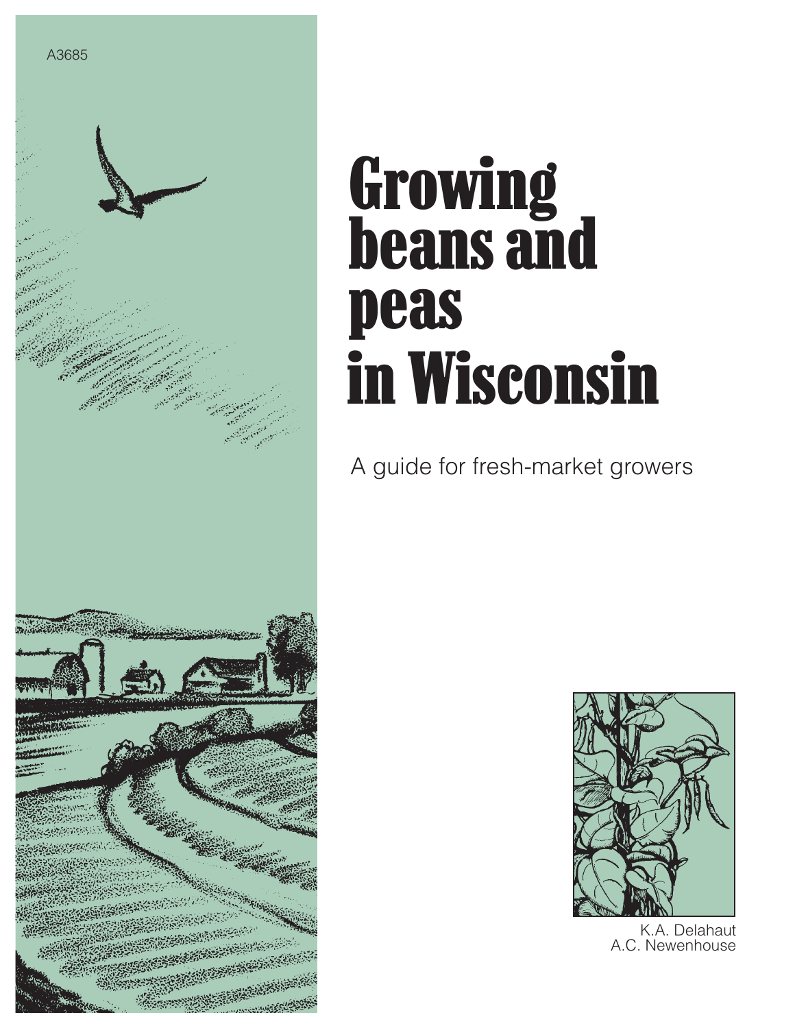A3685

# Growing beans and peas in Wisconsin

A guide for fresh-market growers

K.A. Delahaut
A.C. Newenhouse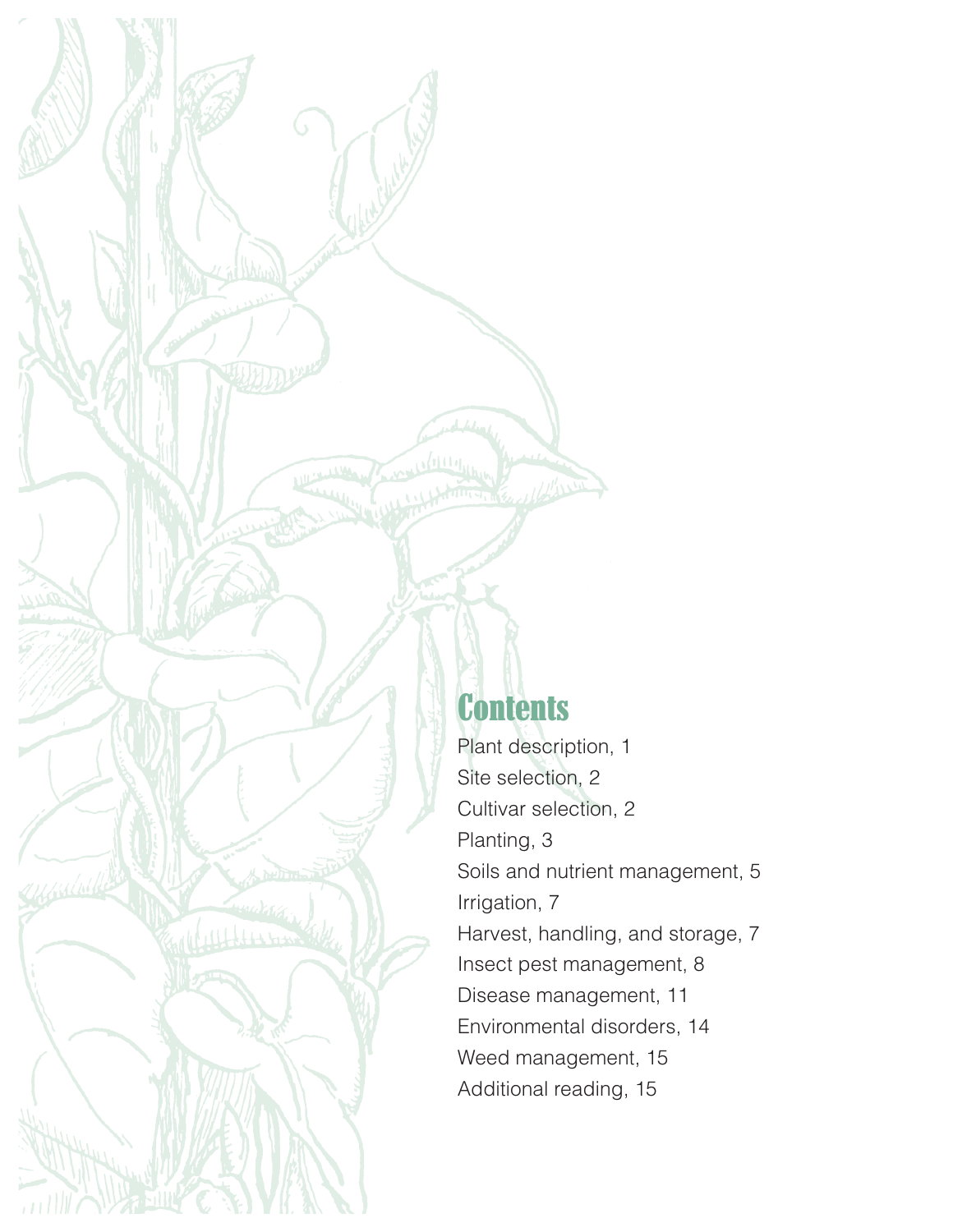## Contents

Plant description, 1
Site selection, 2
Cultivar selection, 2
Planting, 3
Soils and nutrient management, 5
Irrigation, 7
Harvest, handling, and storage, 7
Insect pest management, 8
Disease management, 11
Environmental disorders, 14
Weed management, 15
Additional reading, 15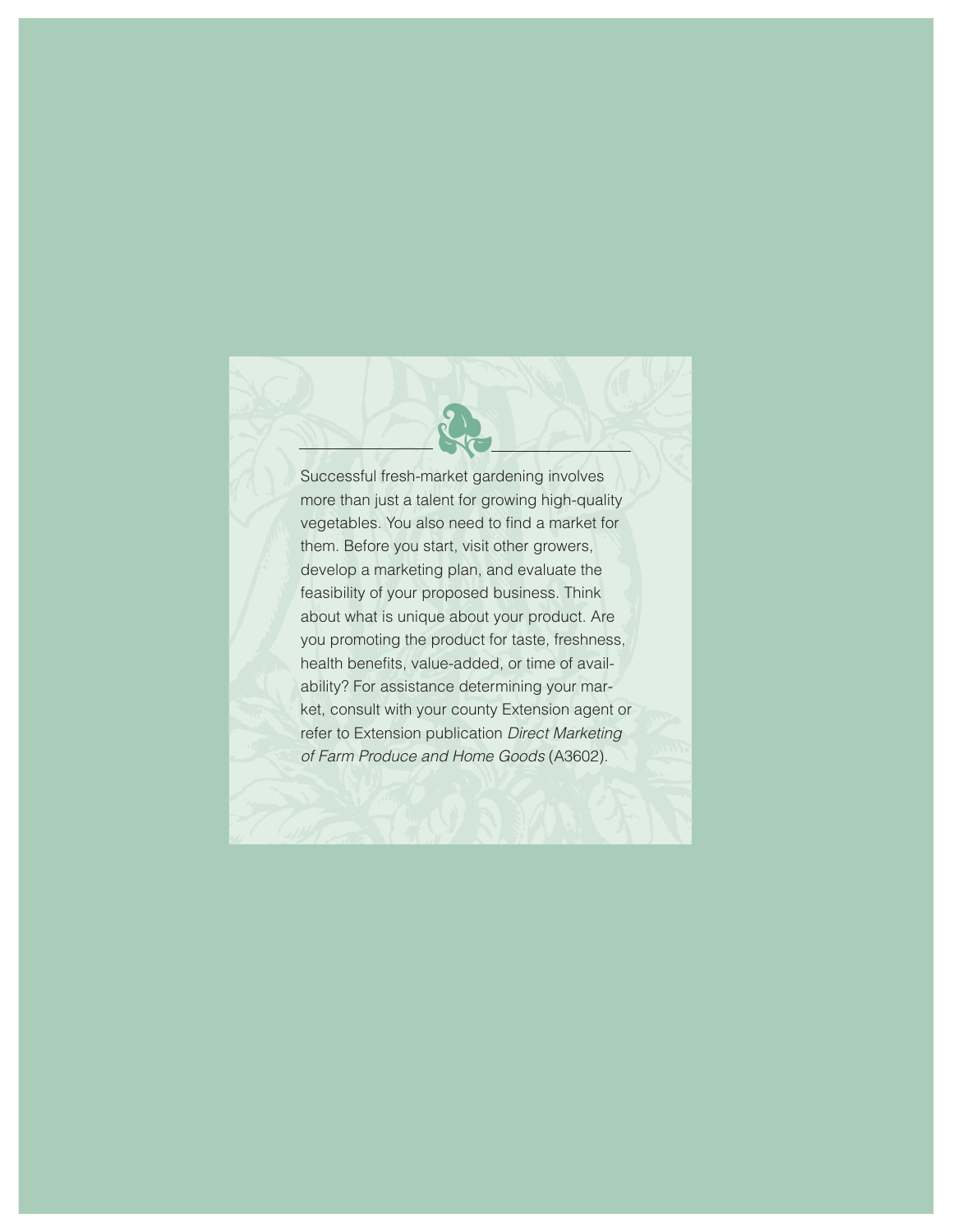Successful fresh-market gardening involves more than just a talent for growing high-quality vegetables. You also need to find a market for them. Before you start, visit other growers, develop a marketing plan, and evaluate the feasibility of your proposed business. Think about what is unique about your product. Are you promoting the product for taste, freshness, health benefits, value-added, or time of availability? For assistance determining your market, consult with your county Extension agent or refer to Extension publication *Direct Marketing of Farm Produce and Home Goods* (A3602).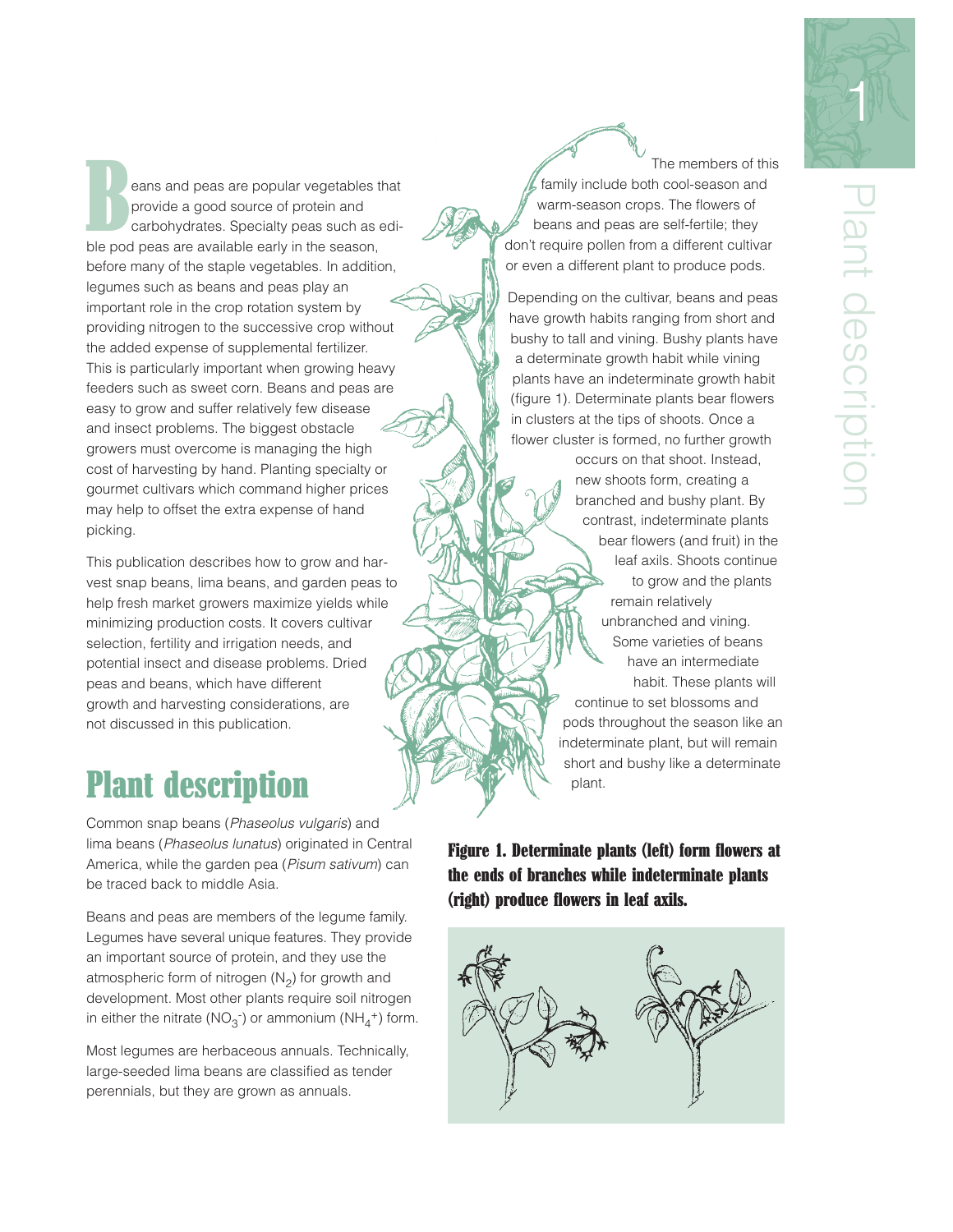Beans and peas are popular vegetables that provide a good source of protein and carbohydrates. Specialty peas such as edible pod peas are available early in the season, before many of the staple vegetables. In addition, legumes such as beans and peas play an important role in the crop rotation system by providing nitrogen to the successive crop without the added expense of supplemental fertilizer. This is particularly important when growing heavy feeders such as sweet corn. Beans and peas are easy to grow and suffer relatively few disease and insect problems. The biggest obstacle growers must overcome is managing the high cost of harvesting by hand. Planting specialty or gourmet cultivars which command higher prices may help to offset the extra expense of hand picking.

This publication describes how to grow and harvest snap beans, lima beans, and garden peas to help fresh market growers maximize yields while minimizing production costs. It covers cultivar selection, fertility and irrigation needs, and potential insect and disease problems. Dried peas and beans, which have different growth and harvesting considerations, are not discussed in this publication.

# Plant description

Common snap beans (*Phaseolus vulgaris*) and lima beans (*Phaseolus lunatus*) originated in Central America, while the garden pea (*Pisum sativum*) can be traced back to middle Asia.

Beans and peas are members of the legume family. Legumes have several unique features. They provide an important source of protein, and they use the atmospheric form of nitrogen ($N_2$) for growth and development. Most other plants require soil nitrogen in either the nitrate ($NO_3^-$) or ammonium ($NH_4^+$) form.

Most legumes are herbaceous annuals. Technically, large-seeded lima beans are classified as tender perennials, but they are grown as annuals.

The members of this family include both cool-season and warm-season crops. The flowers of beans and peas are self-fertile; they don't require pollen from a different cultivar or even a different plant to produce pods.

Depending on the cultivar, beans and peas have growth habits ranging from short and bushy to tall and vining. Bushy plants have a determinate growth habit while vining plants have an indeterminate growth habit (figure 1). Determinate plants bear flowers in clusters at the tips of shoots. Once a flower cluster is formed, no further growth occurs on that shoot. Instead, new shoots form, creating a branched and bushy plant. By contrast, indeterminate plants bear flowers (and fruit) in the leaf axils. Shoots continue to grow and the plants remain relatively unbranched and vining. Some varieties of beans have an intermediate habit. These plants will continue to set blossoms and pods throughout the season like an indeterminate plant, but will remain short and bushy like a determinate plant.

**Figure 1. Determinate plants (left) form flowers at the ends of branches while indeterminate plants (right) produce flowers in leaf axils.**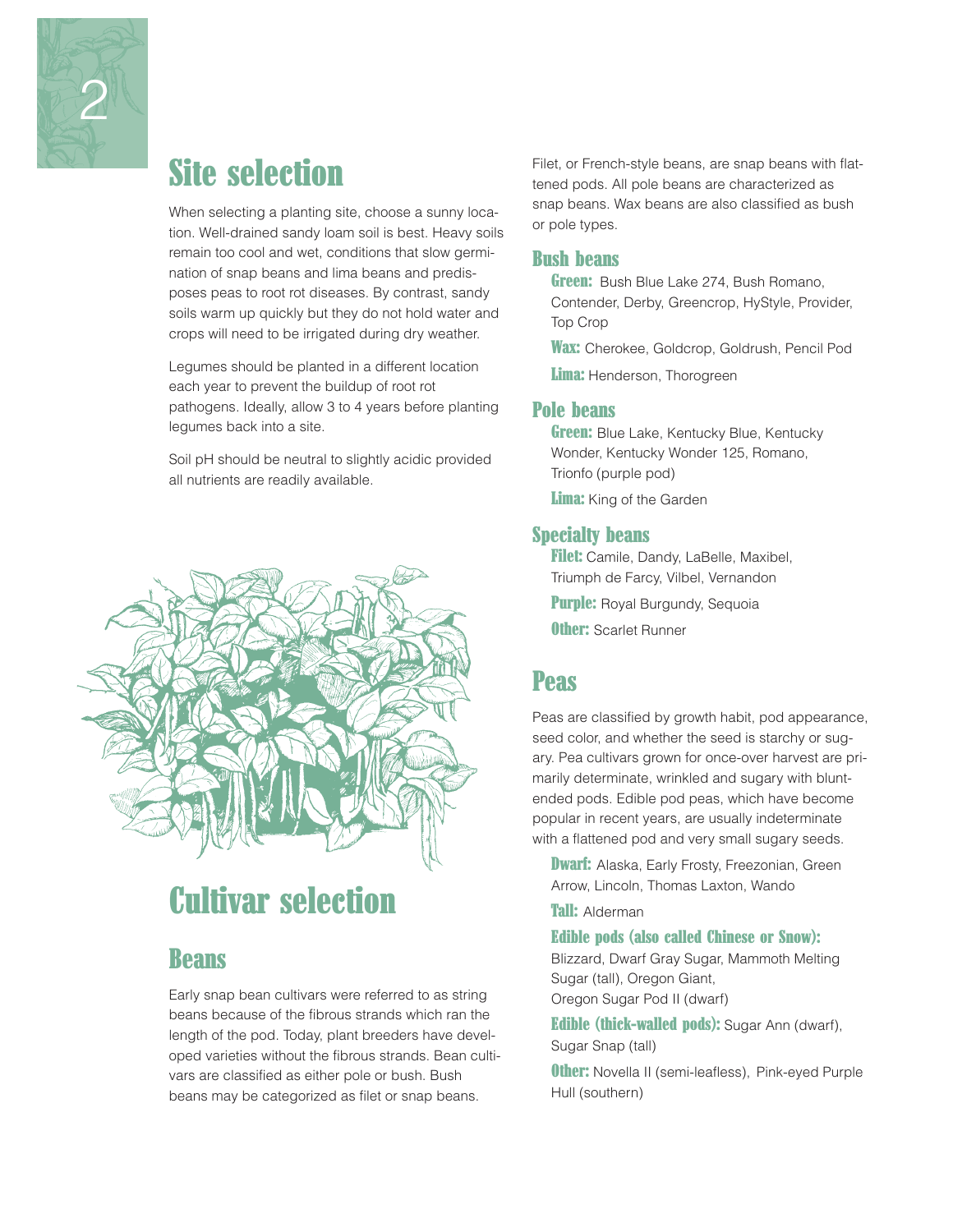# Site selection

When selecting a planting site, choose a sunny location. Well-drained sandy loam soil is best. Heavy soils remain too cool and wet, conditions that slow germination of snap beans and lima beans and predisposes peas to root rot diseases. By contrast, sandy soils warm up quickly but they do not hold water and crops will need to be irrigated during dry weather.

Legumes should be planted in a different location each year to prevent the buildup of root rot pathogens. Ideally, allow 3 to 4 years before planting legumes back into a site.

Soil pH should be neutral to slightly acidic provided all nutrients are readily available.

# Cultivar selection

## Beans

Early snap bean cultivars were referred to as string beans because of the fibrous strands which ran the length of the pod. Today, plant breeders have developed varieties without the fibrous strands. Bean cultivars are classified as either pole or bush. Bush beans may be categorized as filet or snap beans.

Filet, or French-style beans, are snap beans with flattened pods. All pole beans are characterized as snap beans. Wax beans are also classified as bush or pole types.

### Bush beans

**Green:** Bush Blue Lake 274, Bush Romano, Contender, Derby, Greencrop, HyStyle, Provider, Top Crop

**Wax:** Cherokee, Goldcrop, Goldrush, Pencil Pod

**Lima:** Henderson, Thorogreen

### Pole beans

**Green:** Blue Lake, Kentucky Blue, Kentucky Wonder, Kentucky Wonder 125, Romano, Trionfo (purple pod)

**Lima:** King of the Garden

### Specialty beans

**Filet:** Camile, Dandy, LaBelle, Maxibel, Triumph de Farcy, Vilbel, Vernandon

**Purple:** Royal Burgundy, Sequoia

**Other:** Scarlet Runner

## Peas

Peas are classified by growth habit, pod appearance, seed color, and whether the seed is starchy or sugary. Pea cultivars grown for once-over harvest are primarily determinate, wrinkled and sugary with blunt-ended pods. Edible pod peas, which have become popular in recent years, are usually indeterminate with a flattened pod and very small sugary seeds.

**Dwarf:** Alaska, Early Frosty, Freezonian, Green Arrow, Lincoln, Thomas Laxton, Wando

**Tall:** Alderman

**Edible pods (also called Chinese or Snow):** Blizzard, Dwarf Gray Sugar, Mammoth Melting Sugar (tall), Oregon Giant, Oregon Sugar Pod II (dwarf)

**Edible (thick-walled pods):** Sugar Ann (dwarf), Sugar Snap (tall)

**Other:** Novella II (semi-leafless), Pink-eyed Purple Hull (southern)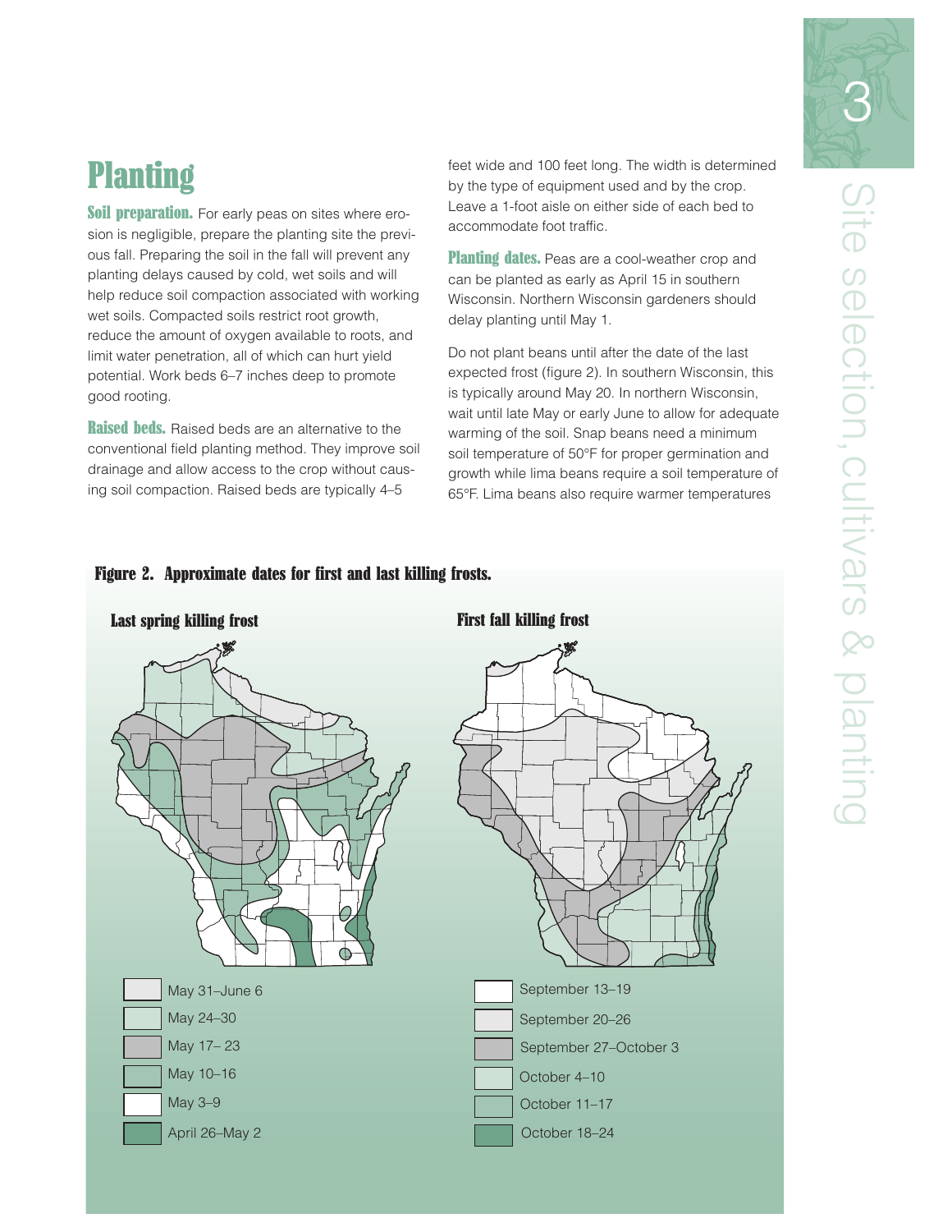# Planting

**Soil preparation.** For early peas on sites where erosion is negligible, prepare the planting site the previous fall. Preparing the soil in the fall will prevent any planting delays caused by cold, wet soils and will help reduce soil compaction associated with working wet soils. Compacted soils restrict root growth, reduce the amount of oxygen available to roots, and limit water penetration, all of which can hurt yield potential. Work beds 6–7 inches deep to promote good rooting.

**Raised beds.** Raised beds are an alternative to the conventional field planting method. They improve soil drainage and allow access to the crop without causing soil compaction. Raised beds are typically 4–5 feet wide and 100 feet long. The width is determined by the type of equipment used and by the crop. Leave a 1-foot aisle on either side of each bed to accommodate foot traffic.

**Planting dates.** Peas are a cool-weather crop and can be planted as early as April 15 in southern Wisconsin. Northern Wisconsin gardeners should delay planting until May 1.

Do not plant beans until after the date of the last expected frost (figure 2). In southern Wisconsin, this is typically around May 20. In northern Wisconsin, wait until late May or early June to allow for adequate warming of the soil. Snap beans need a minimum soil temperature of 50°F for proper germination and growth while lima beans require a soil temperature of 65°F. Lima beans also require warmer temperatures

**Figure 2. Approximate dates for first and last killing frosts.**

**Last spring killing frost**

- May 31–June 6
- May 24–30
- May 17– 23
- May 10–16
- May 3–9
- April 26–May 2

**First fall killing frost**

- September 13–19
- September 20–26
- September 27–October 3
- October 4–10
- October 11–17
- October 18–24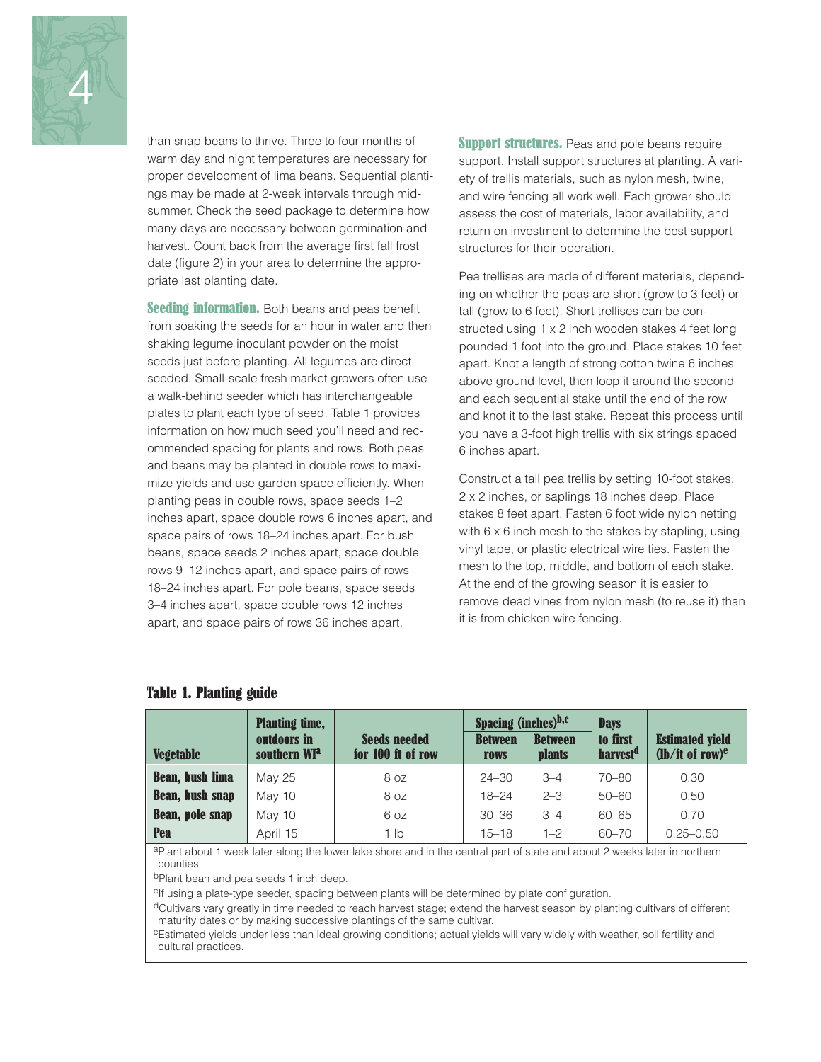than snap beans to thrive. Three to four months of warm day and night temperatures are necessary for proper development of lima beans. Sequential plantings may be made at 2-week intervals through midsummer. Check the seed package to determine how many days are necessary between germination and harvest. Count back from the average first fall frost date (figure 2) in your area to determine the appropriate last planting date.

**Seeding information.** Both beans and peas benefit from soaking the seeds for an hour in water and then shaking legume inoculant powder on the moist seeds just before planting. All legumes are direct seeded. Small-scale fresh market growers often use a walk-behind seeder which has interchangeable plates to plant each type of seed. Table 1 provides information on how much seed you'll need and recommended spacing for plants and rows. Both peas and beans may be planted in double rows to maximize yields and use garden space efficiently. When planting peas in double rows, space seeds 1–2 inches apart, space double rows 6 inches apart, and space pairs of rows 18–24 inches apart. For bush beans, space seeds 2 inches apart, space double rows 9–12 inches apart, and space pairs of rows 18–24 inches apart. For pole beans, space seeds 3–4 inches apart, space double rows 12 inches apart, and space pairs of rows 36 inches apart.

**Support structures.** Peas and pole beans require support. Install support structures at planting. A variety of trellis materials, such as nylon mesh, twine, and wire fencing all work well. Each grower should assess the cost of materials, labor availability, and return on investment to determine the best support structures for their operation.

Pea trellises are made of different materials, depending on whether the peas are short (grow to 3 feet) or tall (grow to 6 feet). Short trellises can be constructed using 1 x 2 inch wooden stakes 4 feet long pounded 1 foot into the ground. Place stakes 10 feet apart. Knot a length of strong cotton twine 6 inches above ground level, then loop it around the second and each sequential stake until the end of the row and knot it to the last stake. Repeat this process until you have a 3-foot high trellis with six strings spaced 6 inches apart.

Construct a tall pea trellis by setting 10-foot stakes, 2 x 2 inches, or saplings 18 inches deep. Place stakes 8 feet apart. Fasten 6 foot wide nylon netting with 6 x 6 inch mesh to the stakes by stapling, using vinyl tape, or plastic electrical wire ties. Fasten the mesh to the top, middle, and bottom of each stake. At the end of the growing season it is easier to remove dead vines from nylon mesh (to reuse it) than it is from chicken wire fencing.

**Table 1. Planting guide**

| Vegetable | Planting time, outdoors in southern WI[a] | Seeds needed for 100 ft of row | Spacing (inches)[b,c] | | Days to first harvest[d] | Estimated yield (lb/ft of row)[e] |
|---|---|---|---|---|---|---|
| | | | Between rows | Between plants | | |
| **Bean, bush lima** | May 25 | 8 oz | 24–30 | 3–4 | 70–80 | 0.30 |
| **Bean, bush snap** | May 10 | 8 oz | 18–24 | 2–3 | 50–60 | 0.50 |
| **Bean, pole snap** | May 10 | 6 oz | 30–36 | 3–4 | 60–65 | 0.70 |
| **Pea** | April 15 | 1 lb | 15–18 | 1–2 | 60–70 | 0.25–0.50 |

[a]Plant about 1 week later along the lower lake shore and in the central part of state and about 2 weeks later in northern counties.

[b]Plant bean and pea seeds 1 inch deep.

[c]If using a plate-type seeder, spacing between plants will be determined by plate configuration.

[d]Cultivars vary greatly in time needed to reach harvest stage; extend the harvest season by planting cultivars of different maturity dates or by making successive plantings of the same cultivar.

[e]Estimated yields under less than ideal growing conditions; actual yields will vary widely with weather, soil fertility and cultural practices.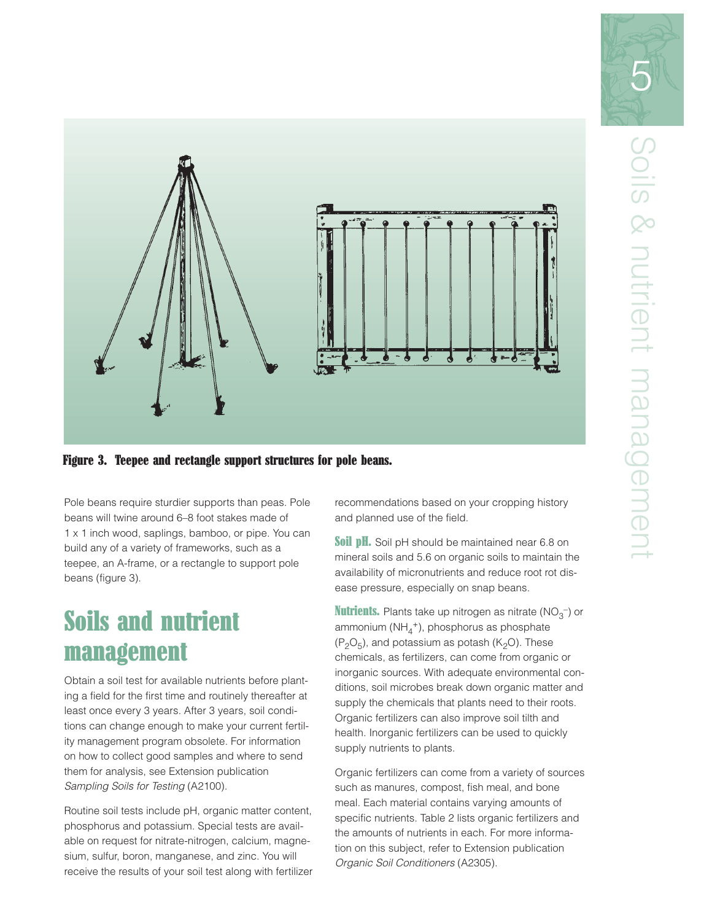Figure 3. Teepee and rectangle support structures for pole beans.

Pole beans require sturdier supports than peas. Pole beans will twine around 6–8 foot stakes made of 1 x 1 inch wood, saplings, bamboo, or pipe. You can build any of a variety of frameworks, such as a teepee, an A-frame, or a rectangle to support pole beans (figure 3).

## Soils and nutrient management

Obtain a soil test for available nutrients before planting a field for the first time and routinely thereafter at least once every 3 years. After 3 years, soil conditions can change enough to make your current fertility management program obsolete. For information on how to collect good samples and where to send them for analysis, see Extension publication *Sampling Soils for Testing* (A2100).

Routine soil tests include pH, organic matter content, phosphorus and potassium. Special tests are available on request for nitrate-nitrogen, calcium, magnesium, sulfur, boron, manganese, and zinc. You will receive the results of your soil test along with fertilizer recommendations based on your cropping history and planned use of the field.

**Soil pH.** Soil pH should be maintained near 6.8 on mineral soils and 5.6 on organic soils to maintain the availability of micronutrients and reduce root rot disease pressure, especially on snap beans.

**Nutrients.** Plants take up nitrogen as nitrate ($NO_3^-$) or ammonium ($NH_4^+$), phosphorus as phosphate ($P_2O_5$), and potassium as potash ($K_2O$). These chemicals, as fertilizers, can come from organic or inorganic sources. With adequate environmental conditions, soil microbes break down organic matter and supply the chemicals that plants need to their roots. Organic fertilizers can also improve soil tilth and health. Inorganic fertilizers can be used to quickly supply nutrients to plants.

Organic fertilizers can come from a variety of sources such as manures, compost, fish meal, and bone meal. Each material contains varying amounts of specific nutrients. Table 2 lists organic fertilizers and the amounts of nutrients in each. For more information on this subject, refer to Extension publication *Organic Soil Conditioners* (A2305).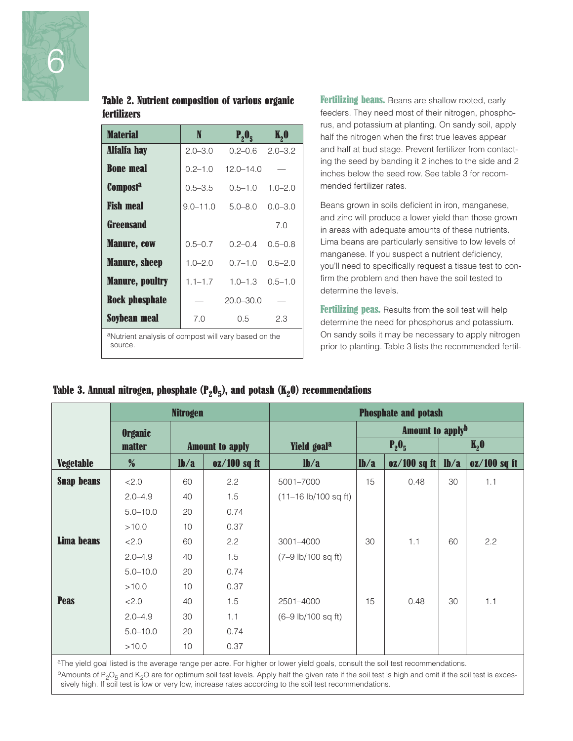**Table 2. Nutrient composition of various organic fertilizers**

| Material | N | $P_2O_5$ | $K_2O$ |
|---|---|---|---|
| **Alfalfa hay** | 2.0–3.0 | 0.2–0.6 | 2.0–3.2 |
| **Bone meal** | 0.2–1.0 | 12.0–14.0 | — |
| **Compost**[a] | 0.5–3.5 | 0.5–1.0 | 1.0–2.0 |
| **Fish meal** | 9.0–11.0 | 5.0–8.0 | 0.0–3.0 |
| **Greensand** | — | — | 7.0 |
| **Manure, cow** | 0.5–0.7 | 0.2–0.4 | 0.5–0.8 |
| **Manure, sheep** | 1.0–2.0 | 0.7–1.0 | 0.5–2.0 |
| **Manure, poultry** | 1.1–1.7 | 1.0–1.3 | 0.5–1.0 |
| **Rock phosphate** | — | 20.0–30.0 | — |
| **Soybean meal** | 7.0 | 0.5 | 2.3 |

[a]Nutrient analysis of compost will vary based on the source.

**Fertilizing beans.** Beans are shallow rooted, early feeders. They need most of their nitrogen, phosphorus, and potassium at planting. On sandy soil, apply half the nitrogen when the first true leaves appear and half at bud stage. Prevent fertilizer from contacting the seed by banding it 2 inches to the side and 2 inches below the seed row. See table 3 for recommended fertilizer rates.

Beans grown in soils deficient in iron, manganese, and zinc will produce a lower yield than those grown in areas with adequate amounts of these nutrients. Lima beans are particularly sensitive to low levels of manganese. If you suspect a nutrient deficiency, you'll need to specifically request a tissue test to confirm the problem and then have the soil tested to determine the levels.

**Fertilizing peas.** Results from the soil test will help determine the need for phosphorus and potassium. On sandy soils it may be necessary to apply nitrogen prior to planting. Table 3 lists the recommended fertil-

**Table 3. Annual nitrogen, phosphate ($P_2O_5$), and potash ($K_2O$) recommendations**

| | Nitrogen | | | Phosphate and potash | | | | |
|---|---|---|---|---|---|---|---|---|
| | Organic matter | Amount to apply | | Yield goal[a] | Amount to apply[b] | | | |
| | | | | | $P_2O_5$ | | $K_2O$ | |
| **Vegetable** | **%** | **lb/a** | **oz/100 sq ft** | **lb/a** | **lb/a** | **oz/100 sq ft** | **lb/a** | **oz/100 sq ft** |
| **Snap beans** | <2.0 | 60 | 2.2 | 5001–7000 | 15 | 0.48 | 30 | 1.1 |
| | 2.0–4.9 | 40 | 1.5 | (11–16 lb/100 sq ft) | | | | |
| | 5.0–10.0 | 20 | 0.74 | | | | | |
| | >10.0 | 10 | 0.37 | | | | | |
| **Lima beans** | <2.0 | 60 | 2.2 | 3001–4000 | 30 | 1.1 | 60 | 2.2 |
| | 2.0–4.9 | 40 | 1.5 | (7–9 lb/100 sq ft) | | | | |
| | 5.0–10.0 | 20 | 0.74 | | | | | |
| | >10.0 | 10 | 0.37 | | | | | |
| **Peas** | <2.0 | 40 | 1.5 | 2501–4000 | 15 | 0.48 | 30 | 1.1 |
| | 2.0–4.9 | 30 | 1.1 | (6–9 lb/100 sq ft) | | | | |
| | 5.0–10.0 | 20 | 0.74 | | | | | |
| | >10.0 | 10 | 0.37 | | | | | |

[a]The yield goal listed is the average range per acre. For higher or lower yield goals, consult the soil test recommendations.

[b]Amounts of $P_2O_5$ and $K_2O$ are for optimum soil test levels. Apply half the given rate if the soil test is high and omit if the soil test is excessively high. If soil test is low or very low, increase rates according to the soil test recommendations.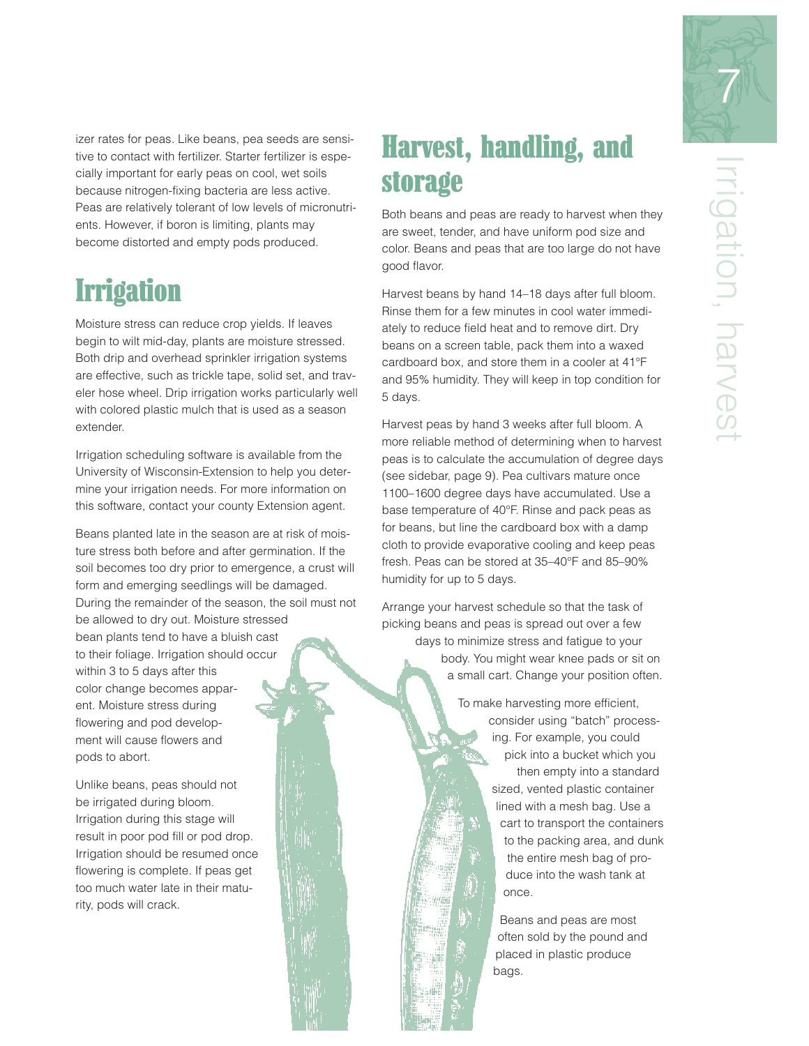izer rates for peas. Like beans, pea seeds are sensitive to contact with fertilizer. Starter fertilizer is especially important for early peas on cool, wet soils because nitrogen-fixing bacteria are less active. Peas are relatively tolerant of low levels of micronutrients. However, if boron is limiting, plants may become distorted and empty pods produced.

## Irrigation

Moisture stress can reduce crop yields. If leaves begin to wilt mid-day, plants are moisture stressed. Both drip and overhead sprinkler irrigation systems are effective, such as trickle tape, solid set, and traveler hose wheel. Drip irrigation works particularly well with colored plastic mulch that is used as a season extender.

Irrigation scheduling software is available from the University of Wisconsin-Extension to help you determine your irrigation needs. For more information on this software, contact your county Extension agent.

Beans planted late in the season are at risk of moisture stress both before and after germination. If the soil becomes too dry prior to emergence, a crust will form and emerging seedlings will be damaged. During the remainder of the season, the soil must not be allowed to dry out. Moisture stressed bean plants tend to have a bluish cast to their foliage. Irrigation should occur within 3 to 5 days after this color change becomes apparent. Moisture stress during flowering and pod development will cause flowers and pods to abort.

Unlike beans, peas should not be irrigated during bloom. Irrigation during this stage will result in poor pod fill or pod drop. Irrigation should be resumed once flowering is complete. If peas get too much water late in their maturity, pods will crack.

## Harvest, handling, and storage

Both beans and peas are ready to harvest when they are sweet, tender, and have uniform pod size and color. Beans and peas that are too large do not have good flavor.

Harvest beans by hand 14–18 days after full bloom. Rinse them for a few minutes in cool water immediately to reduce field heat and to remove dirt. Dry beans on a screen table, pack them into a waxed cardboard box, and store them in a cooler at 41°F and 95% humidity. They will keep in top condition for 5 days.

Harvest peas by hand 3 weeks after full bloom. A more reliable method of determining when to harvest peas is to calculate the accumulation of degree days (see sidebar, page 9). Pea cultivars mature once 1100–1600 degree days have accumulated. Use a base temperature of 40°F. Rinse and pack peas as for beans, but line the cardboard box with a damp cloth to provide evaporative cooling and keep peas fresh. Peas can be stored at 35–40°F and 85–90% humidity for up to 5 days.

Arrange your harvest schedule so that the task of picking beans and peas is spread out over a few days to minimize stress and fatigue to your body. You might wear knee pads or sit on a small cart. Change your position often.

To make harvesting more efficient, consider using "batch" processing. For example, you could pick into a bucket which you then empty into a standard sized, vented plastic container lined with a mesh bag. Use a cart to transport the containers to the packing area, and dunk the entire mesh bag of produce into the wash tank at once.

Beans and peas are most often sold by the pound and placed in plastic produce bags.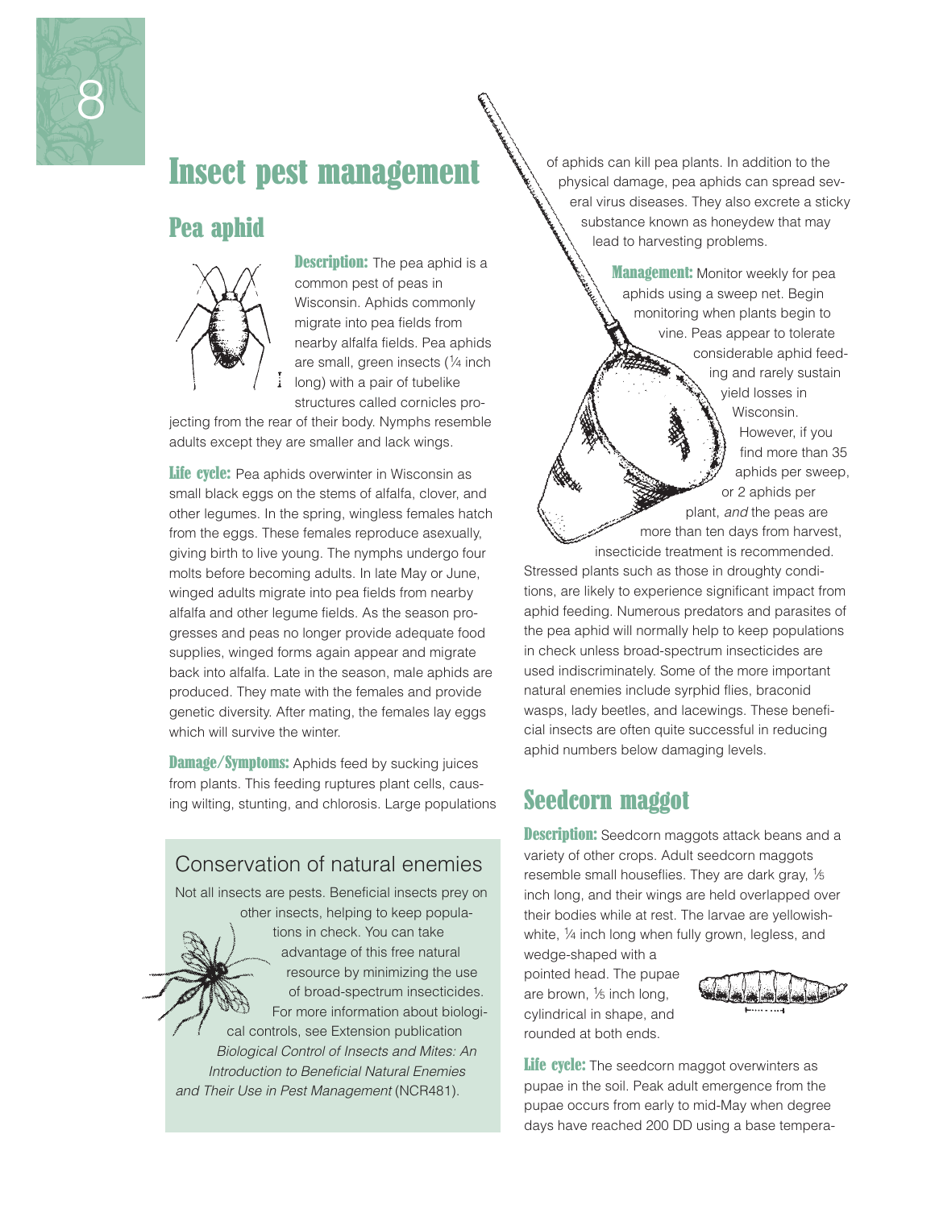# Insect pest management

## Pea aphid

**Description:** The pea aphid is a common pest of peas in Wisconsin. Aphids commonly migrate into pea fields from nearby alfalfa fields. Pea aphids are small, green insects (¼ inch long) with a pair of tubelike structures called cornicles projecting from the rear of their body. Nymphs resemble adults except they are smaller and lack wings.

**Life cycle:** Pea aphids overwinter in Wisconsin as small black eggs on the stems of alfalfa, clover, and other legumes. In the spring, wingless females hatch from the eggs. These females reproduce asexually, giving birth to live young. The nymphs undergo four molts before becoming adults. In late May or June, winged adults migrate into pea fields from nearby alfalfa and other legume fields. As the season progresses and peas no longer provide adequate food supplies, winged forms again appear and migrate back into alfalfa. Late in the season, male aphids are produced. They mate with the females and provide genetic diversity. After mating, the females lay eggs which will survive the winter.

**Damage/Symptoms:** Aphids feed by sucking juices from plants. This feeding ruptures plant cells, causing wilting, stunting, and chlorosis. Large populations of aphids can kill pea plants. In addition to the physical damage, pea aphids can spread several virus diseases. They also excrete a sticky substance known as honeydew that may lead to harvesting problems.

**Management:** Monitor weekly for pea aphids using a sweep net. Begin monitoring when plants begin to vine. Peas appear to tolerate considerable aphid feeding and rarely sustain yield losses in Wisconsin. However, if you find more than 35 aphids per sweep, or 2 aphids per plant, *and* the peas are more than ten days from harvest, insecticide treatment is recommended. Stressed plants such as those in droughty conditions, are likely to experience significant impact from aphid feeding. Numerous predators and parasites of the pea aphid will normally help to keep populations in check unless broad-spectrum insecticides are used indiscriminately. Some of the more important natural enemies include syrphid flies, braconid wasps, lady beetles, and lacewings. These beneficial insects are often quite successful in reducing aphid numbers below damaging levels.

### Conservation of natural enemies

Not all insects are pests. Beneficial insects prey on other insects, helping to keep populations in check. You can take advantage of this free natural resource by minimizing the use of broad-spectrum insecticides. For more information about biological controls, see Extension publication *Biological Control of Insects and Mites: An Introduction to Beneficial Natural Enemies and Their Use in Pest Management* (NCR481).

## Seedcorn maggot

**Description:** Seedcorn maggots attack beans and a variety of other crops. Adult seedcorn maggots resemble small houseflies. They are dark gray, ⅕ inch long, and their wings are held overlapped over their bodies while at rest. The larvae are yellowish-white, ¼ inch long when fully grown, legless, and wedge-shaped with a pointed head. The pupae are brown, ⅕ inch long, cylindrical in shape, and rounded at both ends.

**Life cycle:** The seedcorn maggot overwinters as pupae in the soil. Peak adult emergence from the pupae occurs from early to mid-May when degree days have reached 200 DD using a base tempera-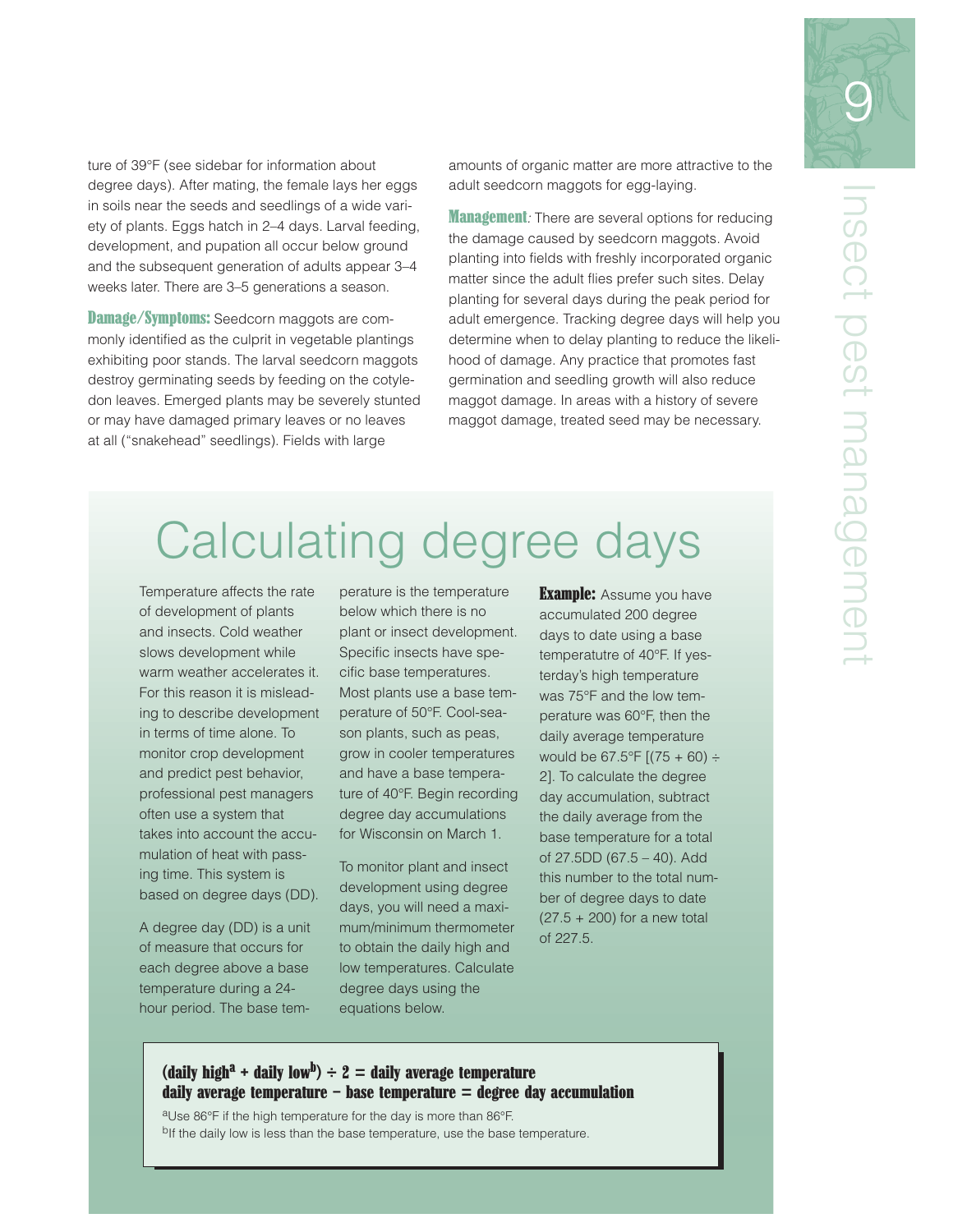ture of 39°F (see sidebar for information about degree days). After mating, the female lays her eggs in soils near the seeds and seedlings of a wide variety of plants. Eggs hatch in 2–4 days. Larval feeding, development, and pupation all occur below ground and the subsequent generation of adults appear 3–4 weeks later. There are 3–5 generations a season.

**Damage/Symptoms:** Seedcorn maggots are commonly identified as the culprit in vegetable plantings exhibiting poor stands. The larval seedcorn maggots destroy germinating seeds by feeding on the cotyledon leaves. Emerged plants may be severely stunted or may have damaged primary leaves or no leaves at all ("snakehead" seedlings). Fields with large amounts of organic matter are more attractive to the adult seedcorn maggots for egg-laying.

**Management***:* There are several options for reducing the damage caused by seedcorn maggots. Avoid planting into fields with freshly incorporated organic matter since the adult flies prefer such sites. Delay planting for several days during the peak period for adult emergence. Tracking degree days will help you determine when to delay planting to reduce the likelihood of damage. Any practice that promotes fast germination and seedling growth will also reduce maggot damage. In areas with a history of severe maggot damage, treated seed may be necessary.

## Calculating degree days

Temperature affects the rate of development of plants and insects. Cold weather slows development while warm weather accelerates it. For this reason it is misleading to describe development in terms of time alone. To monitor crop development and predict pest behavior, professional pest managers often use a system that takes into account the accumulation of heat with passing time. This system is based on degree days (DD).

A degree day (DD) is a unit of measure that occurs for each degree above a base temperature during a 24-hour period. The base temperature is the temperature below which there is no plant or insect development. Specific insects have specific base temperatures. Most plants use a base temperature of 50°F. Cool-season plants, such as peas, grow in cooler temperatures and have a base temperature of 40°F. Begin recording degree day accumulations for Wisconsin on March 1.

To monitor plant and insect development using degree days, you will need a maximum/minimum thermometer to obtain the daily high and low temperatures. Calculate degree days using the equations below.

**Example:** Assume you have accumulated 200 degree days to date using a base temperatutre of 40°F. If yesterday's high temperature was 75°F and the low temperature was 60°F, then the daily average temperature would be 67.5°F [(75 + 60) ÷ 2]. To calculate the degree day accumulation, subtract the daily average from the base temperature for a total of 27.5DD (67.5 – 40). Add this number to the total number of degree days to date (27.5 + 200) for a new total of 227.5.

**(daily high[a] + daily low[b]) ÷ 2 = daily average temperature**
**daily average temperature – base temperature = degree day accumulation**

[a]Use 86°F if the high temperature for the day is more than 86°F.
[b]If the daily low is less than the base temperature, use the base temperature.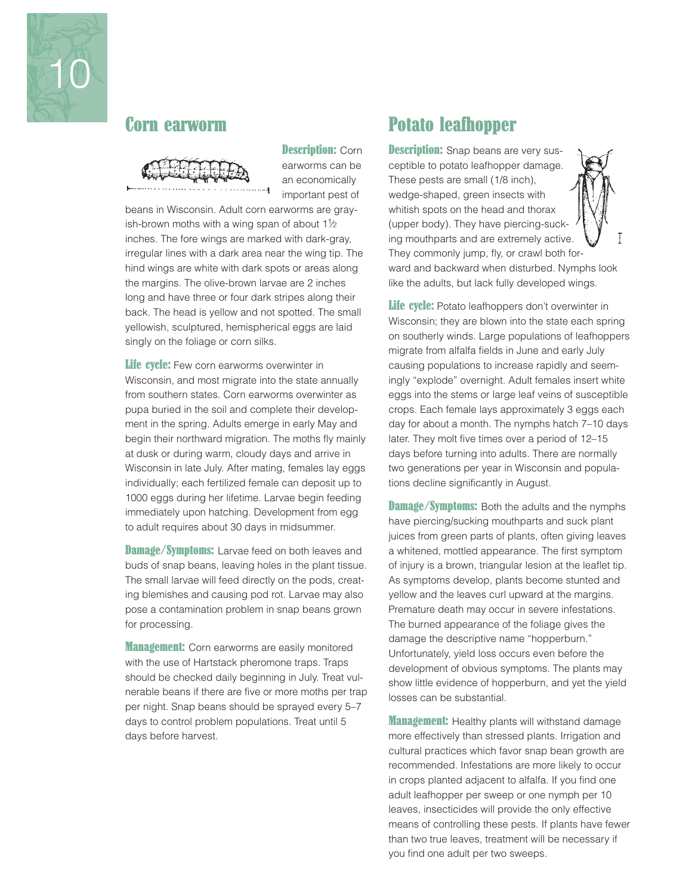## Corn earworm

**Description:** Corn earworms can be an economically important pest of beans in Wisconsin. Adult corn earworms are grayish-brown moths with a wing span of about 1½ inches. The fore wings are marked with dark-gray, irregular lines with a dark area near the wing tip. The hind wings are white with dark spots or areas along the margins. The olive-brown larvae are 2 inches long and have three or four dark stripes along their back. The head is yellow and not spotted. The small yellowish, sculptured, hemispherical eggs are laid singly on the foliage or corn silks.

**Life cycle:** Few corn earworms overwinter in Wisconsin, and most migrate into the state annually from southern states. Corn earworms overwinter as pupa buried in the soil and complete their development in the spring. Adults emerge in early May and begin their northward migration. The moths fly mainly at dusk or during warm, cloudy days and arrive in Wisconsin in late July. After mating, females lay eggs individually; each fertilized female can deposit up to 1000 eggs during her lifetime. Larvae begin feeding immediately upon hatching. Development from egg to adult requires about 30 days in midsummer.

**Damage/Symptoms:** Larvae feed on both leaves and buds of snap beans, leaving holes in the plant tissue. The small larvae will feed directly on the pods, creating blemishes and causing pod rot. Larvae may also pose a contamination problem in snap beans grown for processing.

**Management:** Corn earworms are easily monitored with the use of Hartstack pheromone traps. Traps should be checked daily beginning in July. Treat vulnerable beans if there are five or more moths per trap per night. Snap beans should be sprayed every 5–7 days to control problem populations. Treat until 5 days before harvest.

## Potato leafhopper

**Description:** Snap beans are very susceptible to potato leafhopper damage. These pests are small (1/8 inch), wedge-shaped, green insects with whitish spots on the head and thorax (upper body). They have piercing-sucking mouthparts and are extremely active. They commonly jump, fly, or crawl both forward and backward when disturbed. Nymphs look like the adults, but lack fully developed wings.

**Life cycle:** Potato leafhoppers don't overwinter in Wisconsin; they are blown into the state each spring on southerly winds. Large populations of leafhoppers migrate from alfalfa fields in June and early July causing populations to increase rapidly and seemingly "explode" overnight. Adult females insert white eggs into the stems or large leaf veins of susceptible crops. Each female lays approximately 3 eggs each day for about a month. The nymphs hatch 7–10 days later. They molt five times over a period of 12–15 days before turning into adults. There are normally two generations per year in Wisconsin and populations decline significantly in August.

**Damage/Symptoms:** Both the adults and the nymphs have piercing/sucking mouthparts and suck plant juices from green parts of plants, often giving leaves a whitened, mottled appearance. The first symptom of injury is a brown, triangular lesion at the leaflet tip. As symptoms develop, plants become stunted and yellow and the leaves curl upward at the margins. Premature death may occur in severe infestations. The burned appearance of the foliage gives the damage the descriptive name "hopperburn." Unfortunately, yield loss occurs even before the development of obvious symptoms. The plants may show little evidence of hopperburn, and yet the yield losses can be substantial.

**Management:** Healthy plants will withstand damage more effectively than stressed plants. Irrigation and cultural practices which favor snap bean growth are recommended. Infestations are more likely to occur in crops planted adjacent to alfalfa. If you find one adult leafhopper per sweep or one nymph per 10 leaves, insecticides will provide the only effective means of controlling these pests. If plants have fewer than two true leaves, treatment will be necessary if you find one adult per two sweeps.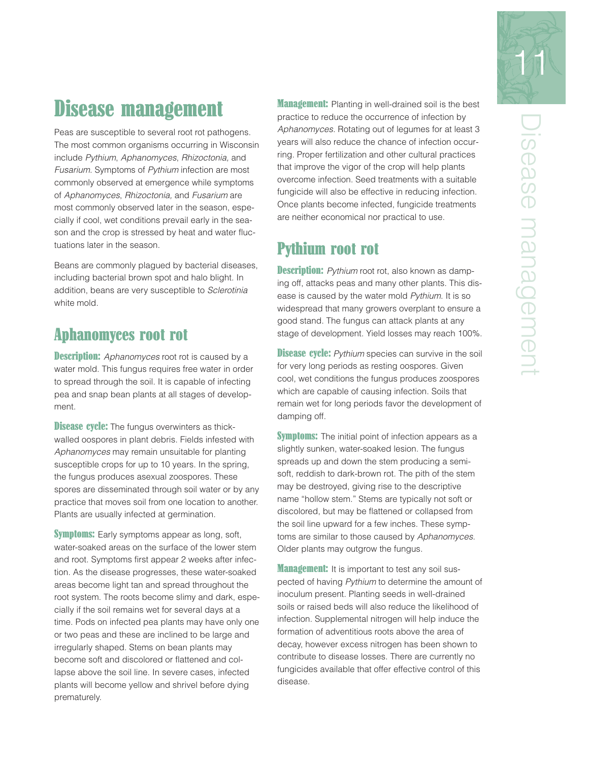# Disease management

Peas are susceptible to several root rot pathogens. The most common organisms occurring in Wisconsin include *Pythium*, *Aphanomyces*, *Rhizoctonia,* and *Fusarium.* Symptoms of *Pythium* infection are most commonly observed at emergence while symptoms of *Aphanomyces*, *Rhizoctonia,* and *Fusarium* are most commonly observed later in the season, especially if cool, wet conditions prevail early in the season and the crop is stressed by heat and water fluctuations later in the season.

Beans are commonly plagued by bacterial diseases, including bacterial brown spot and halo blight. In addition, beans are very susceptible to *Sclerotinia* white mold.

## Aphanomyces root rot

**Description:** *Aphanomyces* root rot is caused by a water mold. This fungus requires free water in order to spread through the soil. It is capable of infecting pea and snap bean plants at all stages of development.

**Disease cycle:** The fungus overwinters as thick-walled oospores in plant debris. Fields infested with *Aphanomyces* may remain unsuitable for planting susceptible crops for up to 10 years. In the spring, the fungus produces asexual zoospores. These spores are disseminated through soil water or by any practice that moves soil from one location to another. Plants are usually infected at germination.

**Symptoms:** Early symptoms appear as long, soft, water-soaked areas on the surface of the lower stem and root. Symptoms first appear 2 weeks after infection. As the disease progresses, these water-soaked areas become light tan and spread throughout the root system. The roots become slimy and dark, especially if the soil remains wet for several days at a time. Pods on infected pea plants may have only one or two peas and these are inclined to be large and irregularly shaped. Stems on bean plants may become soft and discolored or flattened and collapse above the soil line. In severe cases, infected plants will become yellow and shrivel before dying prematurely.

**Management:** Planting in well-drained soil is the best practice to reduce the occurrence of infection by *Aphanomyces.* Rotating out of legumes for at least 3 years will also reduce the chance of infection occurring. Proper fertilization and other cultural practices that improve the vigor of the crop will help plants overcome infection. Seed treatments with a suitable fungicide will also be effective in reducing infection. Once plants become infected, fungicide treatments are neither economical nor practical to use.

## Pythium root rot

**Description:** *Pythium* root rot, also known as damping off, attacks peas and many other plants. This disease is caused by the water mold *Pythium.* It is so widespread that many growers overplant to ensure a good stand. The fungus can attack plants at any stage of development. Yield losses may reach 100%.

**Disease cycle:** *Pythium* species can survive in the soil for very long periods as resting oospores. Given cool, wet conditions the fungus produces zoospores which are capable of causing infection. Soils that remain wet for long periods favor the development of damping off.

**Symptoms:** The initial point of infection appears as a slightly sunken, water-soaked lesion. The fungus spreads up and down the stem producing a semi-soft, reddish to dark-brown rot. The pith of the stem may be destroyed, giving rise to the descriptive name "hollow stem." Stems are typically not soft or discolored, but may be flattened or collapsed from the soil line upward for a few inches. These symptoms are similar to those caused by *Aphanomyces.* Older plants may outgrow the fungus.

**Management:** It is important to test any soil suspected of having *Pythium* to determine the amount of inoculum present. Planting seeds in well-drained soils or raised beds will also reduce the likelihood of infection. Supplemental nitrogen will help induce the formation of adventitious roots above the area of decay, however excess nitrogen has been shown to contribute to disease losses. There are currently no fungicides available that offer effective control of this disease.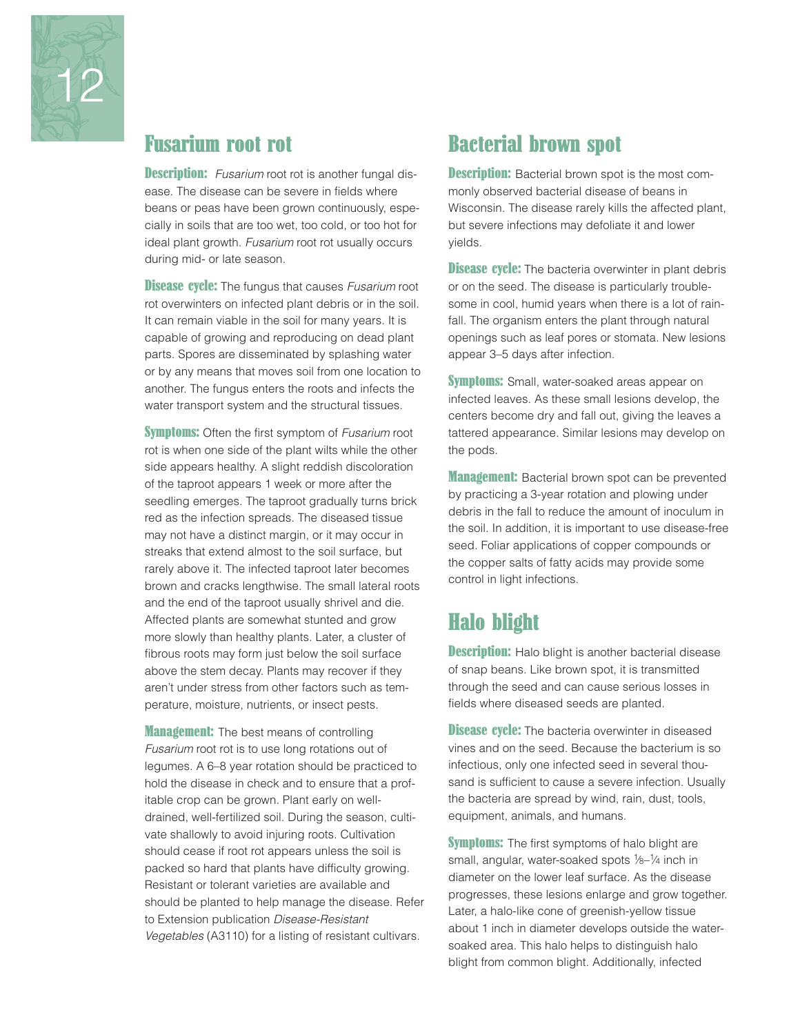## Fusarium root rot

**Description:** *Fusarium* root rot is another fungal disease. The disease can be severe in fields where beans or peas have been grown continuously, especially in soils that are too wet, too cold, or too hot for ideal plant growth. *Fusarium* root rot usually occurs during mid- or late season.

**Disease cycle:** The fungus that causes *Fusarium* root rot overwinters on infected plant debris or in the soil. It can remain viable in the soil for many years. It is capable of growing and reproducing on dead plant parts. Spores are disseminated by splashing water or by any means that moves soil from one location to another. The fungus enters the roots and infects the water transport system and the structural tissues.

**Symptoms:** Often the first symptom of *Fusarium* root rot is when one side of the plant wilts while the other side appears healthy. A slight reddish discoloration of the taproot appears 1 week or more after the seedling emerges. The taproot gradually turns brick red as the infection spreads. The diseased tissue may not have a distinct margin, or it may occur in streaks that extend almost to the soil surface, but rarely above it. The infected taproot later becomes brown and cracks lengthwise. The small lateral roots and the end of the taproot usually shrivel and die. Affected plants are somewhat stunted and grow more slowly than healthy plants. Later, a cluster of fibrous roots may form just below the soil surface above the stem decay. Plants may recover if they aren't under stress from other factors such as temperature, moisture, nutrients, or insect pests.

**Management:** The best means of controlling *Fusarium* root rot is to use long rotations out of legumes. A 6–8 year rotation should be practiced to hold the disease in check and to ensure that a profitable crop can be grown. Plant early on well-drained, well-fertilized soil. During the season, cultivate shallowly to avoid injuring roots. Cultivation should cease if root rot appears unless the soil is packed so hard that plants have difficulty growing. Resistant or tolerant varieties are available and should be planted to help manage the disease. Refer to Extension publication *Disease-Resistant Vegetables* (A3110) for a listing of resistant cultivars.

## Bacterial brown spot

**Description:** Bacterial brown spot is the most commonly observed bacterial disease of beans in Wisconsin. The disease rarely kills the affected plant, but severe infections may defoliate it and lower yields.

**Disease cycle:** The bacteria overwinter in plant debris or on the seed. The disease is particularly troublesome in cool, humid years when there is a lot of rainfall. The organism enters the plant through natural openings such as leaf pores or stomata. New lesions appear 3–5 days after infection.

**Symptoms:** Small, water-soaked areas appear on infected leaves. As these small lesions develop, the centers become dry and fall out, giving the leaves a tattered appearance. Similar lesions may develop on the pods.

**Management:** Bacterial brown spot can be prevented by practicing a 3-year rotation and plowing under debris in the fall to reduce the amount of inoculum in the soil. In addition, it is important to use disease-free seed. Foliar applications of copper compounds or the copper salts of fatty acids may provide some control in light infections.

## Halo blight

**Description:** Halo blight is another bacterial disease of snap beans. Like brown spot, it is transmitted through the seed and can cause serious losses in fields where diseased seeds are planted.

**Disease cycle:** The bacteria overwinter in diseased vines and on the seed. Because the bacterium is so infectious, only one infected seed in several thousand is sufficient to cause a severe infection. Usually the bacteria are spread by wind, rain, dust, tools, equipment, animals, and humans.

**Symptoms:** The first symptoms of halo blight are small, angular, water-soaked spots ⅛–¼ inch in diameter on the lower leaf surface. As the disease progresses, these lesions enlarge and grow together. Later, a halo-like cone of greenish-yellow tissue about 1 inch in diameter develops outside the water-soaked area. This halo helps to distinguish halo blight from common blight. Additionally, infected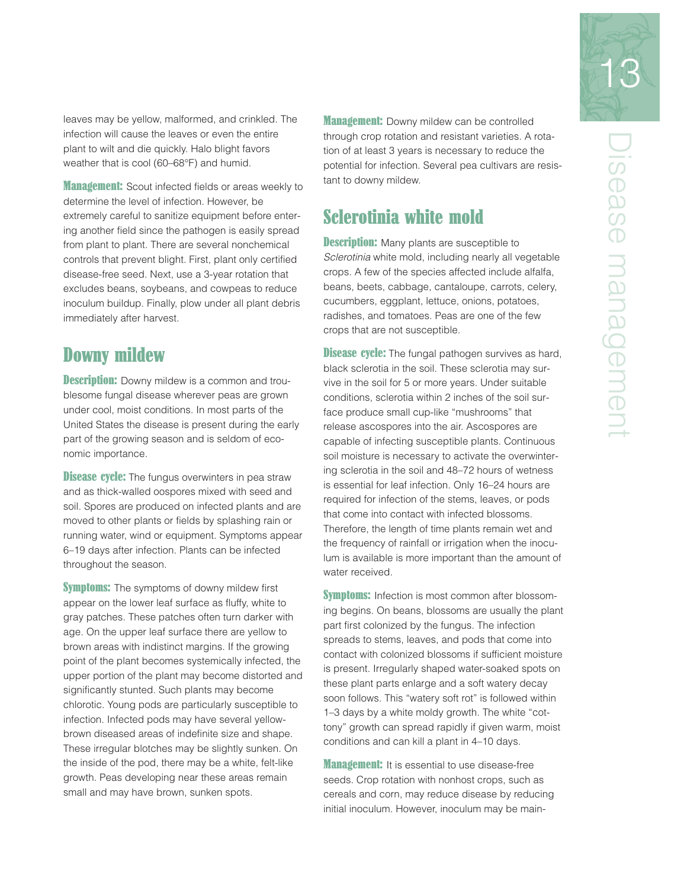leaves may be yellow, malformed, and crinkled. The infection will cause the leaves or even the entire plant to wilt and die quickly. Halo blight favors weather that is cool (60–68°F) and humid.

**Management:** Scout infected fields or areas weekly to determine the level of infection. However, be extremely careful to sanitize equipment before entering another field since the pathogen is easily spread from plant to plant. There are several nonchemical controls that prevent blight. First, plant only certified disease-free seed. Next, use a 3-year rotation that excludes beans, soybeans, and cowpeas to reduce inoculum buildup. Finally, plow under all plant debris immediately after harvest.

## Downy mildew

**Description:** Downy mildew is a common and troublesome fungal disease wherever peas are grown under cool, moist conditions. In most parts of the United States the disease is present during the early part of the growing season and is seldom of economic importance.

**Disease cycle:** The fungus overwinters in pea straw and as thick-walled oospores mixed with seed and soil. Spores are produced on infected plants and are moved to other plants or fields by splashing rain or running water, wind or equipment. Symptoms appear 6–19 days after infection. Plants can be infected throughout the season.

**Symptoms:** The symptoms of downy mildew first appear on the lower leaf surface as fluffy, white to gray patches. These patches often turn darker with age. On the upper leaf surface there are yellow to brown areas with indistinct margins. If the growing point of the plant becomes systemically infected, the upper portion of the plant may become distorted and significantly stunted. Such plants may become chlorotic. Young pods are particularly susceptible to infection. Infected pods may have several yellow-brown diseased areas of indefinite size and shape. These irregular blotches may be slightly sunken. On the inside of the pod, there may be a white, felt-like growth. Peas developing near these areas remain small and may have brown, sunken spots.

**Management:** Downy mildew can be controlled through crop rotation and resistant varieties. A rotation of at least 3 years is necessary to reduce the potential for infection. Several pea cultivars are resistant to downy mildew.

## Sclerotinia white mold

**Description:** Many plants are susceptible to *Sclerotinia* white mold, including nearly all vegetable crops. A few of the species affected include alfalfa, beans, beets, cabbage, cantaloupe, carrots, celery, cucumbers, eggplant, lettuce, onions, potatoes, radishes, and tomatoes. Peas are one of the few crops that are not susceptible.

**Disease cycle:** The fungal pathogen survives as hard, black sclerotia in the soil. These sclerotia may survive in the soil for 5 or more years. Under suitable conditions, sclerotia within 2 inches of the soil surface produce small cup-like "mushrooms" that release ascospores into the air. Ascospores are capable of infecting susceptible plants. Continuous soil moisture is necessary to activate the overwintering sclerotia in the soil and 48–72 hours of wetness is essential for leaf infection. Only 16–24 hours are required for infection of the stems, leaves, or pods that come into contact with infected blossoms. Therefore, the length of time plants remain wet and the frequency of rainfall or irrigation when the inoculum is available is more important than the amount of water received.

**Symptoms:** Infection is most common after blossoming begins. On beans, blossoms are usually the plant part first colonized by the fungus. The infection spreads to stems, leaves, and pods that come into contact with colonized blossoms if sufficient moisture is present. Irregularly shaped water-soaked spots on these plant parts enlarge and a soft watery decay soon follows. This "watery soft rot" is followed within 1–3 days by a white moldy growth. The white "cottony" growth can spread rapidly if given warm, moist conditions and can kill a plant in 4–10 days.

**Management:** It is essential to use disease-free seeds. Crop rotation with nonhost crops, such as cereals and corn, may reduce disease by reducing initial inoculum. However, inoculum may be main-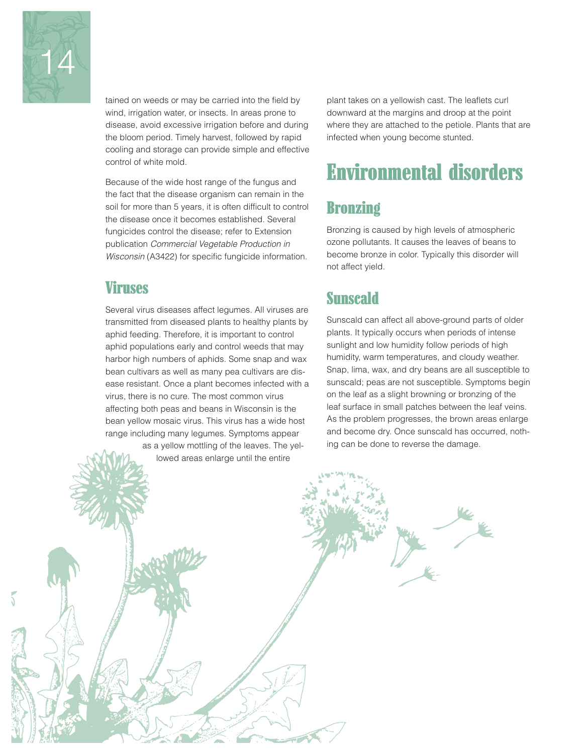tained on weeds or may be carried into the field by wind, irrigation water, or insects. In areas prone to disease, avoid excessive irrigation before and during the bloom period. Timely harvest, followed by rapid cooling and storage can provide simple and effective control of white mold.

Because of the wide host range of the fungus and the fact that the disease organism can remain in the soil for more than 5 years, it is often difficult to control the disease once it becomes established. Several fungicides control the disease; refer to Extension publication *Commercial Vegetable Production in Wisconsin* (A3422) for specific fungicide information.

### Viruses

Several virus diseases affect legumes. All viruses are transmitted from diseased plants to healthy plants by aphid feeding. Therefore, it is important to control aphid populations early and control weeds that may harbor high numbers of aphids. Some snap and wax bean cultivars as well as many pea cultivars are disease resistant. Once a plant becomes infected with a virus, there is no cure. The most common virus affecting both peas and beans in Wisconsin is the bean yellow mosaic virus. This virus has a wide host range including many legumes. Symptoms appear as a yellow mottling of the leaves. The yellowed areas enlarge until the entire plant takes on a yellowish cast. The leaflets curl downward at the margins and droop at the point where they are attached to the petiole. Plants that are infected when young become stunted.

## Environmental disorders

### Bronzing

Bronzing is caused by high levels of atmospheric ozone pollutants. It causes the leaves of beans to become bronze in color. Typically this disorder will not affect yield.

### Sunscald

Sunscald can affect all above-ground parts of older plants. It typically occurs when periods of intense sunlight and low humidity follow periods of high humidity, warm temperatures, and cloudy weather. Snap, lima, wax, and dry beans are all susceptible to sunscald; peas are not susceptible. Symptoms begin on the leaf as a slight browning or bronzing of the leaf surface in small patches between the leaf veins. As the problem progresses, the brown areas enlarge and become dry. Once sunscald has occurred, nothing can be done to reverse the damage.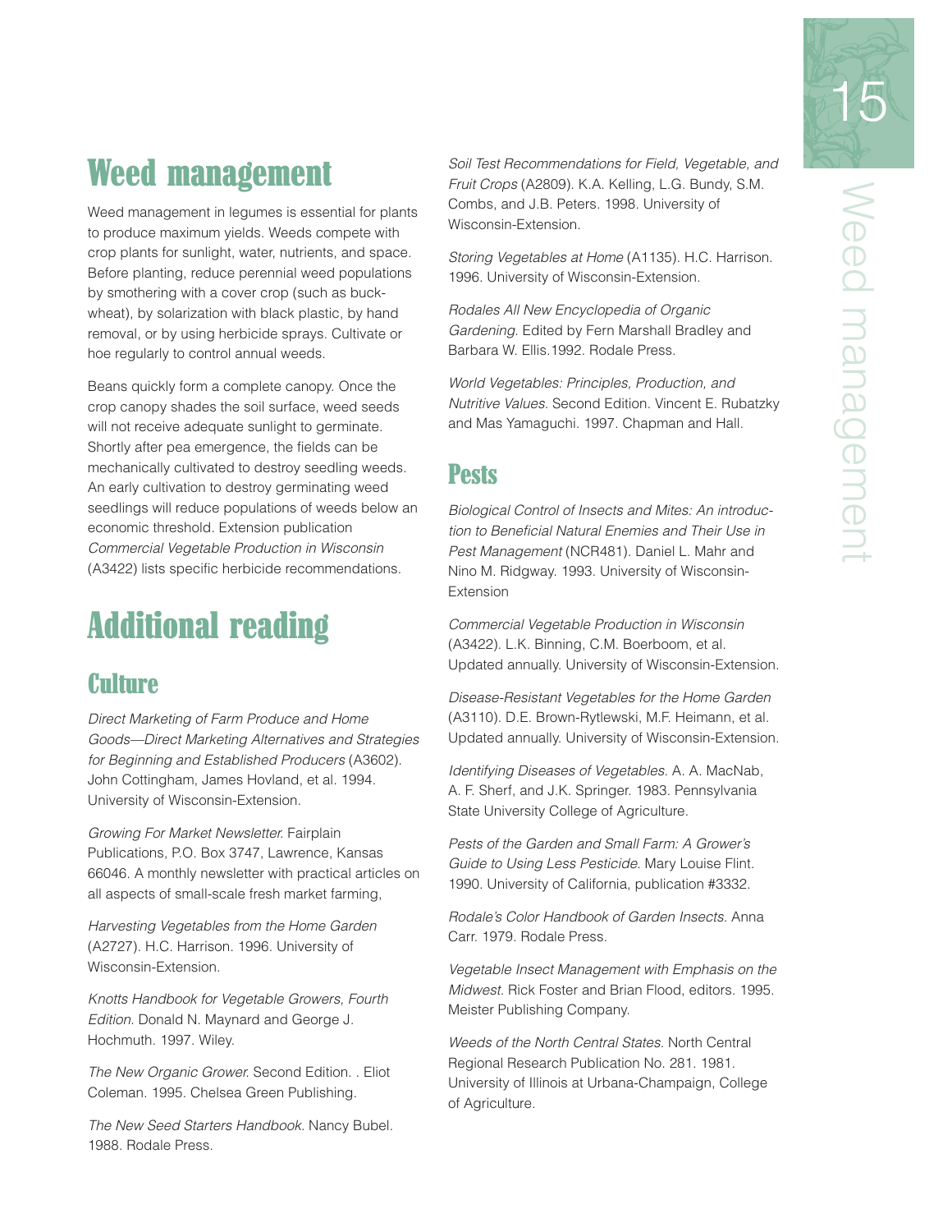# Weed management

Weed management in legumes is essential for plants to produce maximum yields. Weeds compete with crop plants for sunlight, water, nutrients, and space. Before planting, reduce perennial weed populations by smothering with a cover crop (such as buckwheat), by solarization with black plastic, by hand removal, or by using herbicide sprays. Cultivate or hoe regularly to control annual weeds.

Beans quickly form a complete canopy. Once the crop canopy shades the soil surface, weed seeds will not receive adequate sunlight to germinate. Shortly after pea emergence, the fields can be mechanically cultivated to destroy seedling weeds. An early cultivation to destroy germinating weed seedlings will reduce populations of weeds below an economic threshold. Extension publication *Commercial Vegetable Production in Wisconsin* (A3422) lists specific herbicide recommendations.

# Additional reading

## Culture

*Direct Marketing of Farm Produce and Home Goods—Direct Marketing Alternatives and Strategies for Beginning and Established Producers* (A3602). John Cottingham, James Hovland, et al. 1994. University of Wisconsin-Extension.

*Growing For Market Newsletter.* Fairplain Publications, P.O. Box 3747, Lawrence, Kansas 66046. A monthly newsletter with practical articles on all aspects of small-scale fresh market farming,

*Harvesting Vegetables from the Home Garden* (A2727). H.C. Harrison. 1996. University of Wisconsin-Extension.

*Knotts Handbook for Vegetable Growers, Fourth Edition.* Donald N. Maynard and George J. Hochmuth. 1997. Wiley.

*The New Organic Grower.* Second Edition. . Eliot Coleman. 1995. Chelsea Green Publishing.

*The New Seed Starters Handbook*. Nancy Bubel. 1988. Rodale Press.

*Soil Test Recommendations for Field, Vegetable, and Fruit Crops* (A2809). K.A. Kelling, L.G. Bundy, S.M. Combs, and J.B. Peters. 1998. University of Wisconsin-Extension.

*Storing Vegetables at Home* (A1135). H.C. Harrison. 1996. University of Wisconsin-Extension.

*Rodales All New Encyclopedia of Organic Gardening.* Edited by Fern Marshall Bradley and Barbara W. Ellis.1992. Rodale Press.

*World Vegetables: Principles, Production, and Nutritive Values.* Second Edition. Vincent E. Rubatzky and Mas Yamaguchi. 1997. Chapman and Hall.

## Pests

*Biological Control of Insects and Mites: An introduction to Beneficial Natural Enemies and Their Use in Pest Management* (NCR481). Daniel L. Mahr and Nino M. Ridgway. 1993. University of Wisconsin-Extension

*Commercial Vegetable Production in Wisconsin* (A3422). L.K. Binning, C.M. Boerboom, et al. Updated annually. University of Wisconsin-Extension.

*Disease-Resistant Vegetables for the Home Garden* (A3110). D.E. Brown-Rytlewski, M.F. Heimann, et al. Updated annually. University of Wisconsin-Extension.

*Identifying Diseases of Vegetables.* A. A. MacNab, A. F. Sherf, and J.K. Springer. 1983. Pennsylvania State University College of Agriculture.

*Pests of the Garden and Small Farm: A Grower's Guide to Using Less Pesticide.* Mary Louise Flint. 1990. University of California, publication #3332.

*Rodale's Color Handbook of Garden Insects.* Anna Carr. 1979. Rodale Press.

*Vegetable Insect Management with Emphasis on the Midwest.* Rick Foster and Brian Flood, editors. 1995. Meister Publishing Company.

*Weeds of the North Central States.* North Central Regional Research Publication No. 281. 1981. University of Illinois at Urbana-Champaign, College of Agriculture.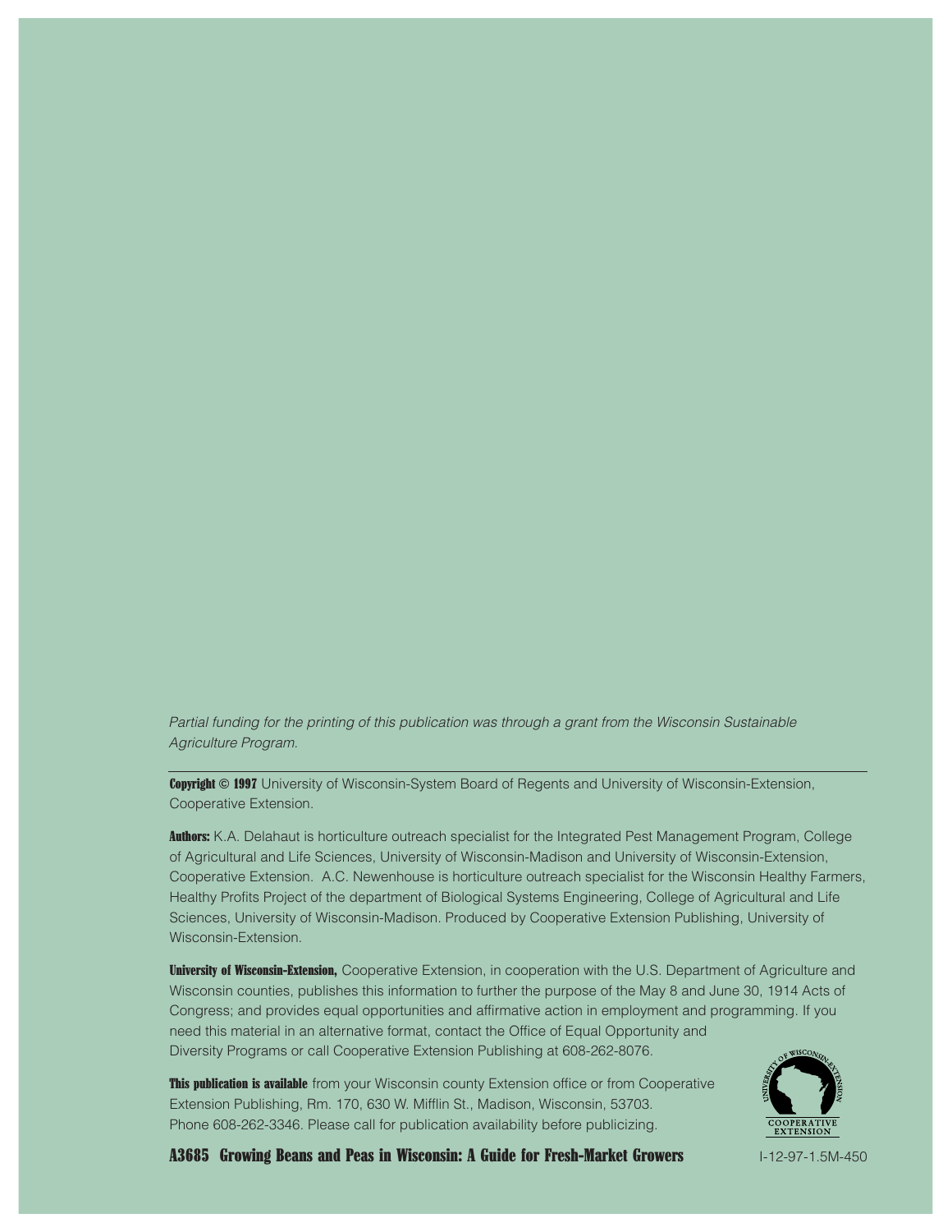*Partial funding for the printing of this publication was through a grant from the Wisconsin Sustainable Agriculture Program.*

---

**Copyright © 1997** University of Wisconsin-System Board of Regents and University of Wisconsin-Extension, Cooperative Extension.

**Authors:** K.A. Delahaut is horticulture outreach specialist for the Integrated Pest Management Program, College of Agricultural and Life Sciences, University of Wisconsin-Madison and University of Wisconsin-Extension, Cooperative Extension. A.C. Newenhouse is horticulture outreach specialist for the Wisconsin Healthy Farmers, Healthy Profits Project of the department of Biological Systems Engineering, College of Agricultural and Life Sciences, University of Wisconsin-Madison. Produced by Cooperative Extension Publishing, University of Wisconsin-Extension.

**University of Wisconsin-Extension,** Cooperative Extension, in cooperation with the U.S. Department of Agriculture and Wisconsin counties, publishes this information to further the purpose of the May 8 and June 30, 1914 Acts of Congress; and provides equal opportunities and affirmative action in employment and programming. If you need this material in an alternative format, contact the Office of Equal Opportunity and Diversity Programs or call Cooperative Extension Publishing at 608-262-8076.

**This publication is available** from your Wisconsin county Extension office or from Cooperative Extension Publishing, Rm. 170, 630 W. Mifflin St., Madison, Wisconsin, 53703. Phone 608-262-3346. Please call for publication availability before publicizing.

University of Wisconsin-Extension Cooperative Extension

**A3685 Growing Beans and Peas in Wisconsin: A Guide for Fresh-Market Growers** I-12-97-1.5M-450